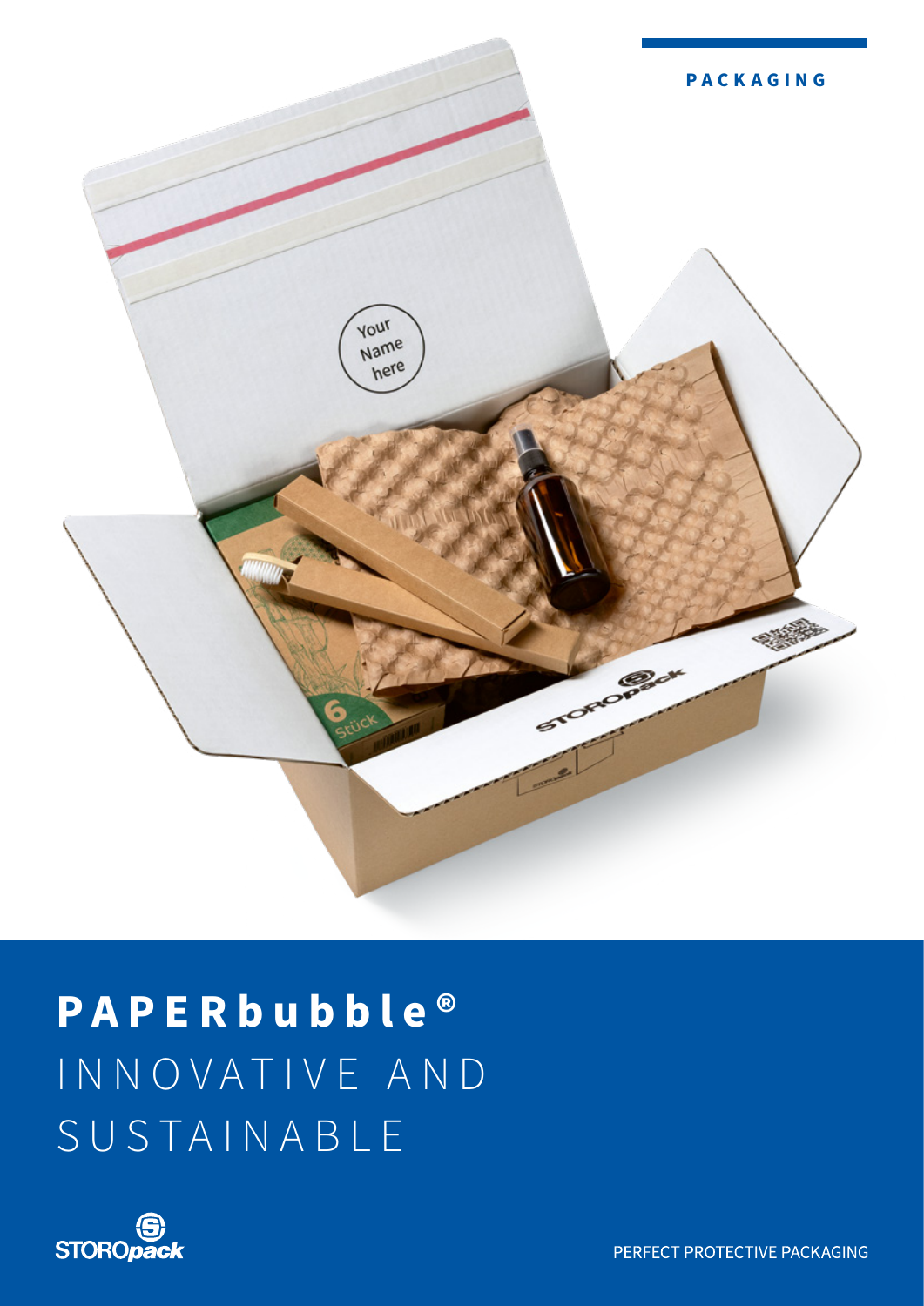PACKAGING

# PAPERbubble®

INNOVATIVE AND SUSTAINABLE

STOROpack

PERFECT PROTECTIVE PACKAGING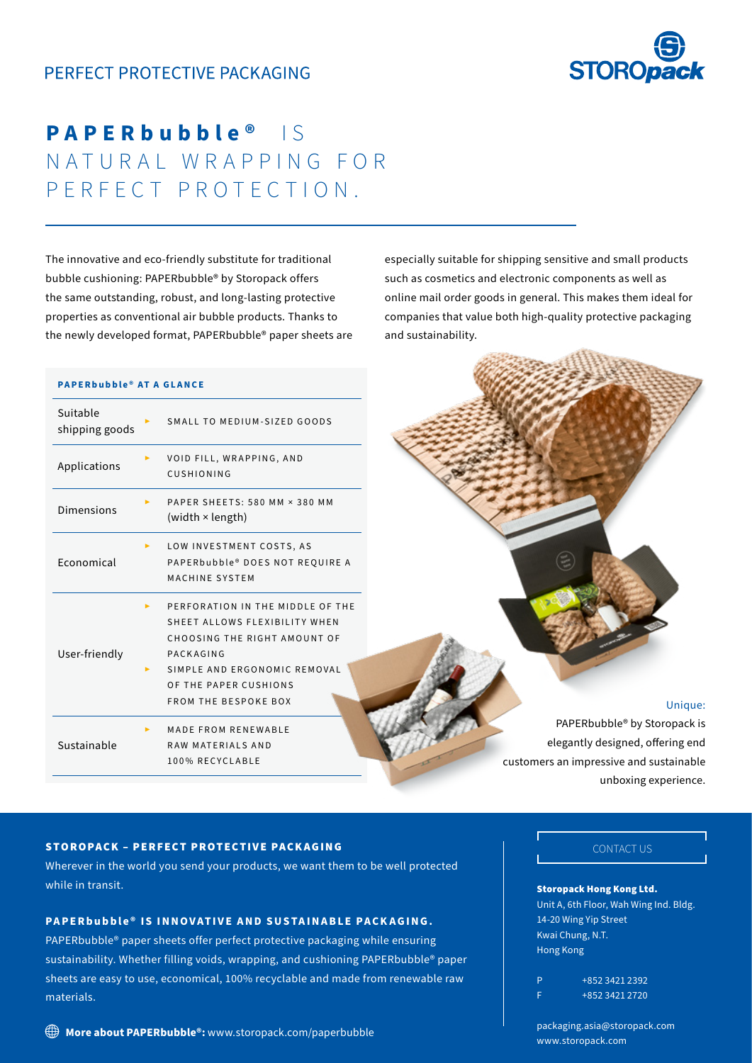PERFECT PROTECTIVE PACKAGING

# **PAPERbubble®** IS NATURAL WRAPPING FOR PERFECT PROTECTION.

The innovative and eco-friendly substitute for traditional bubble cushioning: PAPERbubble® by Storopack offers the same outstanding, robust, and long-lasting protective properties as conventional air bubble products. Thanks to the newly developed format, PAPERbubble® paper sheets are especially suitable for shipping sensitive and small products such as cosmetics and electronic components as well as online mail order goods in general. This makes them ideal for companies that value both high-quality protective packaging and sustainability.

**PAPERbubble® AT A GLANCE**

| | |
|---|---|
| Suitable shipping goods | ▸ SMALL TO MEDIUM-SIZED GOODS |
| Applications | ▸ VOID FILL, WRAPPING, AND CUSHIONING |
| Dimensions | ▸ PAPER SHEETS: 580 MM × 380 MM (width × length) |
| Economical | ▸ LOW INVESTMENT COSTS, AS PAPERbubble® DOES NOT REQUIRE A MACHINE SYSTEM |
| User-friendly | ▸ PERFORATION IN THE MIDDLE OF THE SHEET ALLOWS FLEXIBILITY WHEN CHOOSING THE RIGHT AMOUNT OF PACKAGING<br>▸ SIMPLE AND ERGONOMIC REMOVAL OF THE PAPER CUSHIONS FROM THE BESPOKE BOX |
| Sustainable | ▸ MADE FROM RENEWABLE RAW MATERIALS AND 100% RECYCLABLE |

Unique:
PAPERbubble® by Storopack is elegantly designed, offering end customers an impressive and sustainable unboxing experience.

**STOROPACK – PERFECT PROTECTIVE PACKAGING**

Wherever in the world you send your products, we want them to be well protected while in transit.

**PAPERbubble® IS INNOVATIVE AND SUSTAINABLE PACKAGING.**

PAPERbubble® paper sheets offer perfect protective packaging while ensuring sustainability. Whether filling voids, wrapping, and cushioning PAPERbubble® paper sheets are easy to use, economical, 100% recyclable and made from renewable raw materials.

**More about PAPERbubble®:** www.storopack.com/paperbubble

CONTACT US

**Storopack Hong Kong Ltd.**
Unit A, 6th Floor, Wah Wing Ind. Bldg.
14-20 Wing Yip Street
Kwai Chung, N.T.
Hong Kong

P +852 3421 2392
F +852 3421 2720

packaging.asia@storopack.com
www.storopack.com